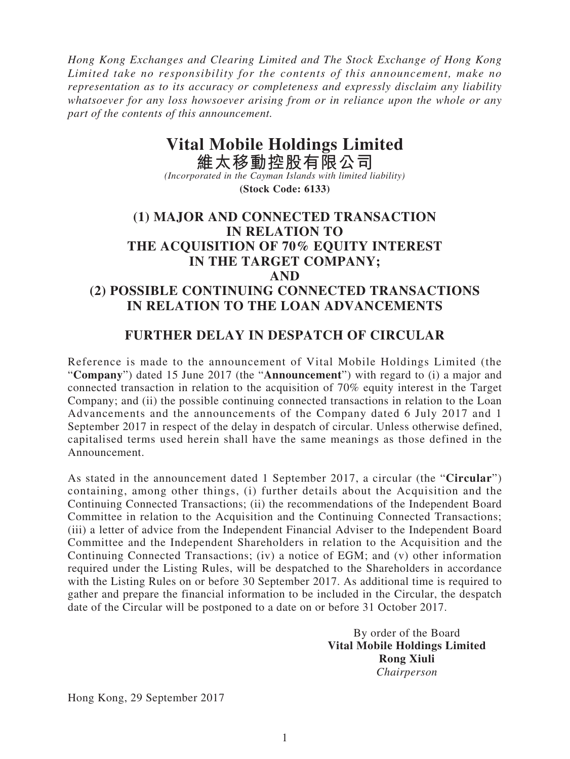*Hong Kong Exchanges and Clearing Limited and The Stock Exchange of Hong Kong Limited take no responsibility for the contents of this announcement, make no representation as to its accuracy or completeness and expressly disclaim any liability whatsoever for any loss howsoever arising from or in reliance upon the whole or any part of the contents of this announcement.*

# Vital Mobile Holdings Limited
# 維太移動控股有限公司

*(Incorporated in the Cayman Islands with limited liability)*

**(Stock Code: 6133)**

## (1) MAJOR AND CONNECTED TRANSACTION IN RELATION TO THE ACQUISITION OF 70% EQUITY INTEREST IN THE TARGET COMPANY; AND (2) POSSIBLE CONTINUING CONNECTED TRANSACTIONS IN RELATION TO THE LOAN ADVANCEMENTS

## FURTHER DELAY IN DESPATCH OF CIRCULAR

Reference is made to the announcement of Vital Mobile Holdings Limited (the "**Company**") dated 15 June 2017 (the "**Announcement**") with regard to (i) a major and connected transaction in relation to the acquisition of 70% equity interest in the Target Company; and (ii) the possible continuing connected transactions in relation to the Loan Advancements and the announcements of the Company dated 6 July 2017 and 1 September 2017 in respect of the delay in despatch of circular. Unless otherwise defined, capitalised terms used herein shall have the same meanings as those defined in the Announcement.

As stated in the announcement dated 1 September 2017, a circular (the "**Circular**") containing, among other things, (i) further details about the Acquisition and the Continuing Connected Transactions; (ii) the recommendations of the Independent Board Committee in relation to the Acquisition and the Continuing Connected Transactions; (iii) a letter of advice from the Independent Financial Adviser to the Independent Board Committee and the Independent Shareholders in relation to the Acquisition and the Continuing Connected Transactions; (iv) a notice of EGM; and (v) other information required under the Listing Rules, will be despatched to the Shareholders in accordance with the Listing Rules on or before 30 September 2017. As additional time is required to gather and prepare the financial information to be included in the Circular, the despatch date of the Circular will be postponed to a date on or before 31 October 2017.

By order of the Board
**Vital Mobile Holdings Limited**
**Rong Xiuli**
*Chairperson*

Hong Kong, 29 September 2017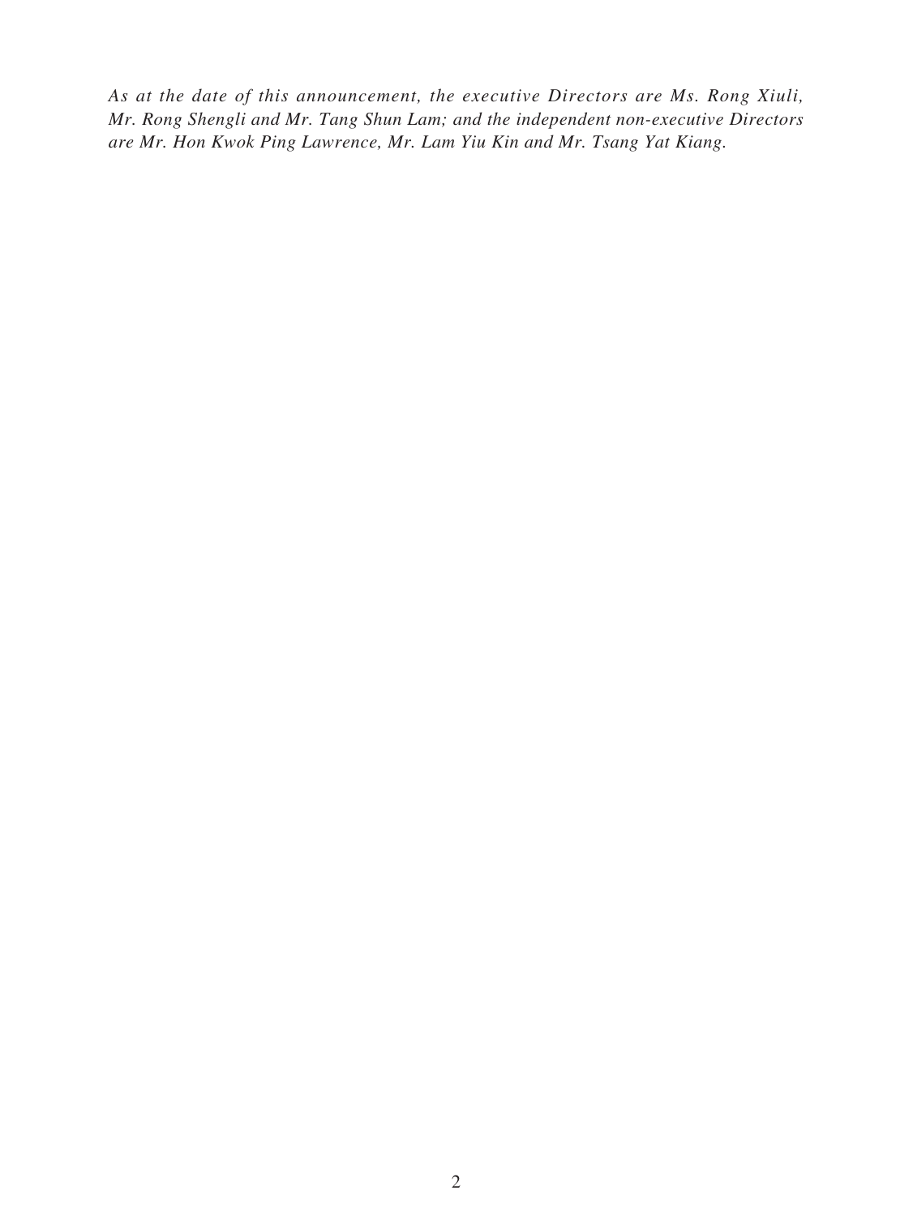*As at the date of this announcement, the executive Directors are Ms. Rong Xiuli, Mr. Rong Shengli and Mr. Tang Shun Lam; and the independent non-executive Directors are Mr. Hon Kwok Ping Lawrence, Mr. Lam Yiu Kin and Mr. Tsang Yat Kiang.*